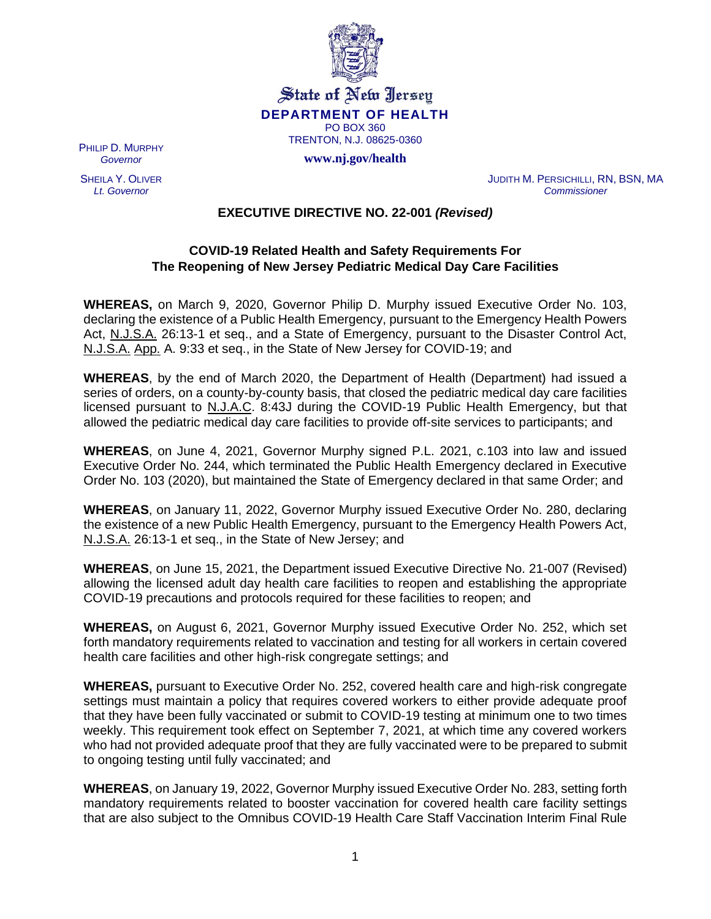State of New Jersey

**DEPARTMENT OF HEALTH**

PO BOX 360

TRENTON, N.J. 08625-0360

**www.nj.gov/health**

PHILIP D. MURPHY
*Governor*

SHEILA Y. OLIVER
*Lt. Governor*

JUDITH M. PERSICHILLI, RN, BSN, MA
*Commissioner*

## EXECUTIVE DIRECTIVE NO. 22-001 *(Revised)*

### COVID-19 Related Health and Safety Requirements For The Reopening of New Jersey Pediatric Medical Day Care Facilities

**WHEREAS,** on March 9, 2020, Governor Philip D. Murphy issued Executive Order No. 103, declaring the existence of a Public Health Emergency, pursuant to the Emergency Health Powers Act, N.J.S.A. 26:13-1 et seq., and a State of Emergency, pursuant to the Disaster Control Act, N.J.S.A. App. A. 9:33 et seq., in the State of New Jersey for COVID-19; and

**WHEREAS**, by the end of March 2020, the Department of Health (Department) had issued a series of orders, on a county-by-county basis, that closed the pediatric medical day care facilities licensed pursuant to N.J.A.C. 8:43J during the COVID-19 Public Health Emergency, but that allowed the pediatric medical day care facilities to provide off-site services to participants; and

**WHEREAS**, on June 4, 2021, Governor Murphy signed P.L. 2021, c.103 into law and issued Executive Order No. 244, which terminated the Public Health Emergency declared in Executive Order No. 103 (2020), but maintained the State of Emergency declared in that same Order; and

**WHEREAS**, on January 11, 2022, Governor Murphy issued Executive Order No. 280, declaring the existence of a new Public Health Emergency, pursuant to the Emergency Health Powers Act, N.J.S.A. 26:13-1 et seq., in the State of New Jersey; and

**WHEREAS**, on June 15, 2021, the Department issued Executive Directive No. 21-007 (Revised) allowing the licensed adult day health care facilities to reopen and establishing the appropriate COVID-19 precautions and protocols required for these facilities to reopen; and

**WHEREAS,** on August 6, 2021, Governor Murphy issued Executive Order No. 252, which set forth mandatory requirements related to vaccination and testing for all workers in certain covered health care facilities and other high-risk congregate settings; and

**WHEREAS,** pursuant to Executive Order No. 252, covered health care and high-risk congregate settings must maintain a policy that requires covered workers to either provide adequate proof that they have been fully vaccinated or submit to COVID-19 testing at minimum one to two times weekly. This requirement took effect on September 7, 2021, at which time any covered workers who had not provided adequate proof that they are fully vaccinated were to be prepared to submit to ongoing testing until fully vaccinated; and

**WHEREAS**, on January 19, 2022, Governor Murphy issued Executive Order No. 283, setting forth mandatory requirements related to booster vaccination for covered health care facility settings that are also subject to the Omnibus COVID-19 Health Care Staff Vaccination Interim Final Rule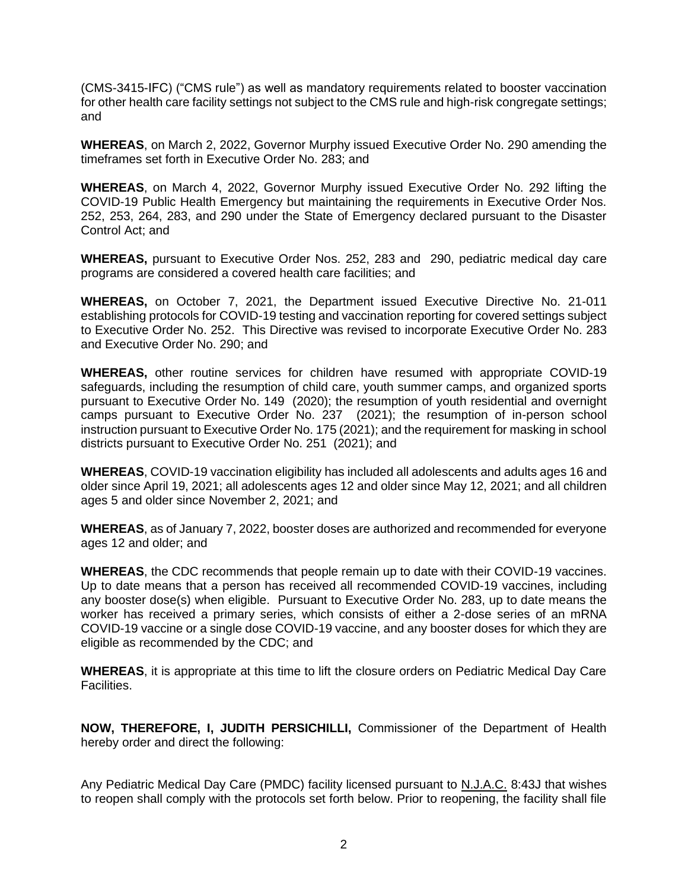(CMS-3415-IFC) ("CMS rule") as well as mandatory requirements related to booster vaccination for other health care facility settings not subject to the CMS rule and high-risk congregate settings; and

**WHEREAS**, on March 2, 2022, Governor Murphy issued Executive Order No. 290 amending the timeframes set forth in Executive Order No. 283; and

**WHEREAS**, on March 4, 2022, Governor Murphy issued Executive Order No. 292 lifting the COVID-19 Public Health Emergency but maintaining the requirements in Executive Order Nos. 252, 253, 264, 283, and 290 under the State of Emergency declared pursuant to the Disaster Control Act; and

**WHEREAS,** pursuant to Executive Order Nos. 252, 283 and 290, pediatric medical day care programs are considered a covered health care facilities; and

**WHEREAS,** on October 7, 2021, the Department issued Executive Directive No. 21-011 establishing protocols for COVID-19 testing and vaccination reporting for covered settings subject to Executive Order No. 252. This Directive was revised to incorporate Executive Order No. 283 and Executive Order No. 290; and

**WHEREAS,** other routine services for children have resumed with appropriate COVID-19 safeguards, including the resumption of child care, youth summer camps, and organized sports pursuant to Executive Order No. 149 (2020); the resumption of youth residential and overnight camps pursuant to Executive Order No. 237 (2021); the resumption of in-person school instruction pursuant to Executive Order No. 175 (2021); and the requirement for masking in school districts pursuant to Executive Order No. 251 (2021); and

**WHEREAS**, COVID-19 vaccination eligibility has included all adolescents and adults ages 16 and older since April 19, 2021; all adolescents ages 12 and older since May 12, 2021; and all children ages 5 and older since November 2, 2021; and

**WHEREAS**, as of January 7, 2022, booster doses are authorized and recommended for everyone ages 12 and older; and

**WHEREAS**, the CDC recommends that people remain up to date with their COVID-19 vaccines. Up to date means that a person has received all recommended COVID-19 vaccines, including any booster dose(s) when eligible. Pursuant to Executive Order No. 283, up to date means the worker has received a primary series, which consists of either a 2-dose series of an mRNA COVID-19 vaccine or a single dose COVID-19 vaccine, and any booster doses for which they are eligible as recommended by the CDC; and

**WHEREAS**, it is appropriate at this time to lift the closure orders on Pediatric Medical Day Care Facilities.

**NOW, THEREFORE, I, JUDITH PERSICHILLI,** Commissioner of the Department of Health hereby order and direct the following:

Any Pediatric Medical Day Care (PMDC) facility licensed pursuant to N.J.A.C. 8:43J that wishes to reopen shall comply with the protocols set forth below. Prior to reopening, the facility shall file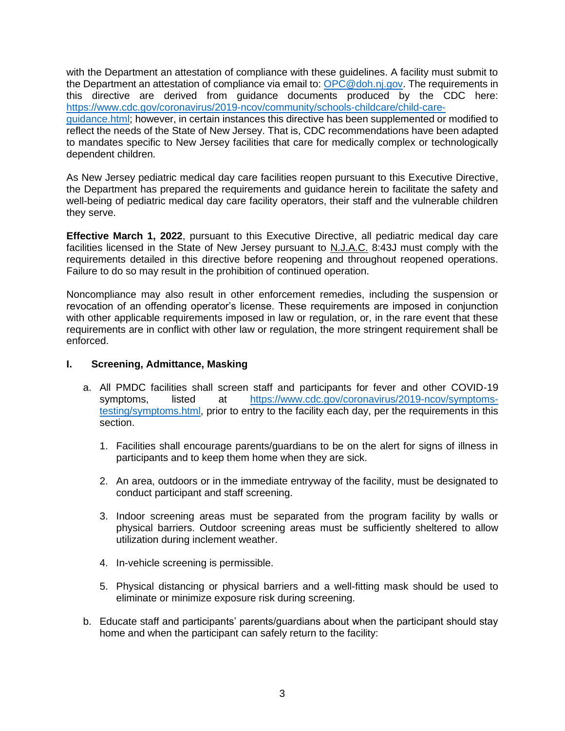with the Department an attestation of compliance with these guidelines. A facility must submit to the Department an attestation of compliance via email to: [OPC@doh.nj.gov](mailto:OPC@doh.nj.gov). The requirements in this directive are derived from guidance documents produced by the CDC here: [https://www.cdc.gov/coronavirus/2019-ncov/community/schools-childcare/child-care-guidance.html](https://www.cdc.gov/coronavirus/2019-ncov/community/schools-childcare/child-care-guidance.html); however, in certain instances this directive has been supplemented or modified to reflect the needs of the State of New Jersey. That is, CDC recommendations have been adapted to mandates specific to New Jersey facilities that care for medically complex or technologically dependent children.

As New Jersey pediatric medical day care facilities reopen pursuant to this Executive Directive, the Department has prepared the requirements and guidance herein to facilitate the safety and well-being of pediatric medical day care facility operators, their staff and the vulnerable children they serve.

**Effective March 1, 2022**, pursuant to this Executive Directive, all pediatric medical day care facilities licensed in the State of New Jersey pursuant to N.J.A.C. 8:43J must comply with the requirements detailed in this directive before reopening and throughout reopened operations. Failure to do so may result in the prohibition of continued operation.

Noncompliance may also result in other enforcement remedies, including the suspension or revocation of an offending operator's license. These requirements are imposed in conjunction with other applicable requirements imposed in law or regulation, or, in the rare event that these requirements are in conflict with other law or regulation, the more stringent requirement shall be enforced.

## I. Screening, Admittance, Masking

a. All PMDC facilities shall screen staff and participants for fever and other COVID-19 symptoms, listed at [https://www.cdc.gov/coronavirus/2019-ncov/symptoms-testing/symptoms.html](https://www.cdc.gov/coronavirus/2019-ncov/symptoms-testing/symptoms.html), prior to entry to the facility each day, per the requirements in this section.

   1. Facilities shall encourage parents/guardians to be on the alert for signs of illness in participants and to keep them home when they are sick.

   2. An area, outdoors or in the immediate entryway of the facility, must be designated to conduct participant and staff screening.

   3. Indoor screening areas must be separated from the program facility by walls or physical barriers. Outdoor screening areas must be sufficiently sheltered to allow utilization during inclement weather.

   4. In-vehicle screening is permissible.

   5. Physical distancing or physical barriers and a well-fitting mask should be used to eliminate or minimize exposure risk during screening.

b. Educate staff and participants' parents/guardians about when the participant should stay home and when the participant can safely return to the facility: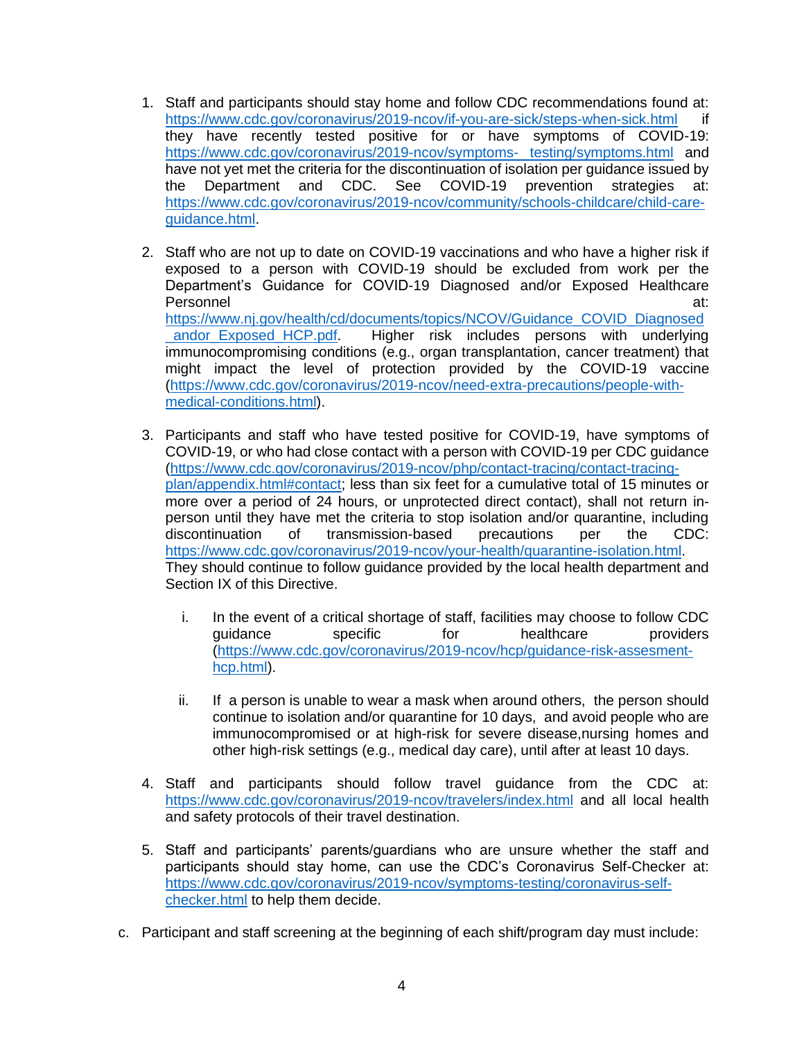1. Staff and participants should stay home and follow CDC recommendations found at: https://www.cdc.gov/coronavirus/2019-ncov/if-you-are-sick/steps-when-sick.html if they have recently tested positive for or have symptoms of COVID-19: https://www.cdc.gov/coronavirus/2019-ncov/symptoms- testing/symptoms.html and have not yet met the criteria for the discontinuation of isolation per guidance issued by the Department and CDC. See COVID-19 prevention strategies at: https://www.cdc.gov/coronavirus/2019-ncov/community/schools-childcare/child-care-guidance.html.

2. Staff who are not up to date on COVID-19 vaccinations and who have a higher risk if exposed to a person with COVID-19 should be excluded from work per the Department's Guidance for COVID-19 Diagnosed and/or Exposed Healthcare Personnel at: https://www.nj.gov/health/cd/documents/topics/NCOV/Guidance_COVID_Diagnosed_andor_Exposed_HCP.pdf. Higher risk includes persons with underlying immunocompromising conditions (e.g., organ transplantation, cancer treatment) that might impact the level of protection provided by the COVID-19 vaccine (https://www.cdc.gov/coronavirus/2019-ncov/need-extra-precautions/people-with-medical-conditions.html).

3. Participants and staff who have tested positive for COVID-19, have symptoms of COVID-19, or who had close contact with a person with COVID-19 per CDC guidance (https://www.cdc.gov/coronavirus/2019-ncov/php/contact-tracing/contact-tracing-plan/appendix.html#contact; less than six feet for a cumulative total of 15 minutes or more over a period of 24 hours, or unprotected direct contact), shall not return in-person until they have met the criteria to stop isolation and/or quarantine, including discontinuation of transmission-based precautions per the CDC: https://www.cdc.gov/coronavirus/2019-ncov/your-health/quarantine-isolation.html. They should continue to follow guidance provided by the local health department and Section IX of this Directive.

   i. In the event of a critical shortage of staff, facilities may choose to follow CDC guidance specific for healthcare providers (https://www.cdc.gov/coronavirus/2019-ncov/hcp/guidance-risk-assesment-hcp.html).

   ii. If a person is unable to wear a mask when around others, the person should continue to isolation and/or quarantine for 10 days, and avoid people who are immunocompromised or at high-risk for severe disease,nursing homes and other high-risk settings (e.g., medical day care), until after at least 10 days.

4. Staff and participants should follow travel guidance from the CDC at: https://www.cdc.gov/coronavirus/2019-ncov/travelers/index.html and all local health and safety protocols of their travel destination.

5. Staff and participants' parents/guardians who are unsure whether the staff and participants should stay home, can use the CDC's Coronavirus Self-Checker at: https://www.cdc.gov/coronavirus/2019-ncov/symptoms-testing/coronavirus-self-checker.html to help them decide.

c. Participant and staff screening at the beginning of each shift/program day must include: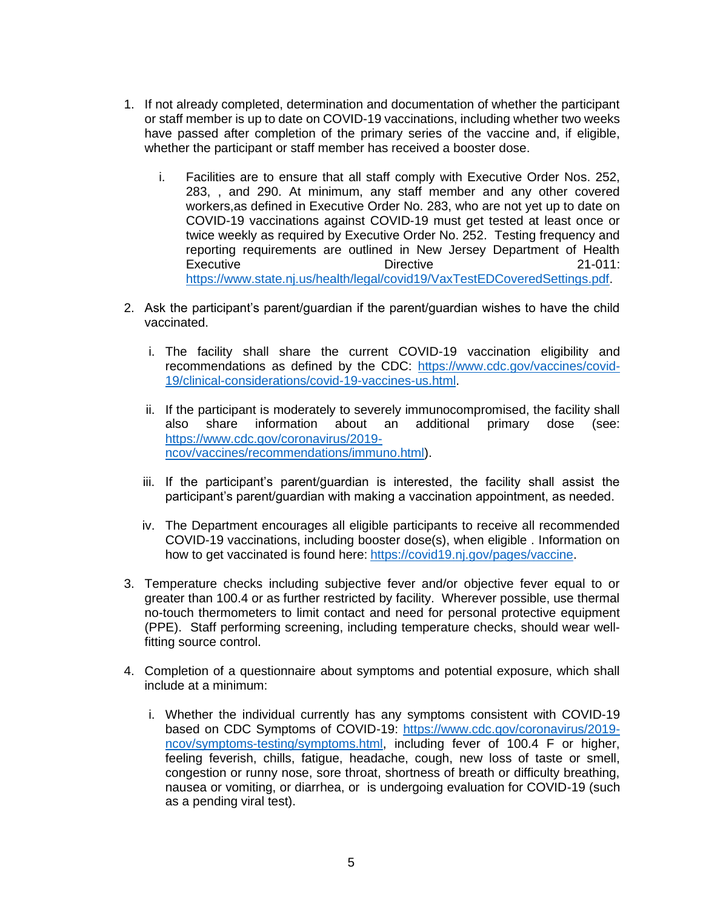1. If not already completed, determination and documentation of whether the participant or staff member is up to date on COVID-19 vaccinations, including whether two weeks have passed after completion of the primary series of the vaccine and, if eligible, whether the participant or staff member has received a booster dose.

   i. Facilities are to ensure that all staff comply with Executive Order Nos. 252, 283, , and 290. At minimum, any staff member and any other covered workers,as defined in Executive Order No. 283, who are not yet up to date on COVID-19 vaccinations against COVID-19 must get tested at least once or twice weekly as required by Executive Order No. 252. Testing frequency and reporting requirements are outlined in New Jersey Department of Health Executive Directive 21-011: https://www.state.nj.us/health/legal/covid19/VaxTestEDCoveredSettings.pdf.

2. Ask the participant's parent/guardian if the parent/guardian wishes to have the child vaccinated.

   i. The facility shall share the current COVID-19 vaccination eligibility and recommendations as defined by the CDC: https://www.cdc.gov/vaccines/covid-19/clinical-considerations/covid-19-vaccines-us.html.

   ii. If the participant is moderately to severely immunocompromised, the facility shall also share information about an additional primary dose (see: https://www.cdc.gov/coronavirus/2019-ncov/vaccines/recommendations/immuno.html).

   iii. If the participant's parent/guardian is interested, the facility shall assist the participant's parent/guardian with making a vaccination appointment, as needed.

   iv. The Department encourages all eligible participants to receive all recommended COVID-19 vaccinations, including booster dose(s), when eligible . Information on how to get vaccinated is found here: https://covid19.nj.gov/pages/vaccine.

3. Temperature checks including subjective fever and/or objective fever equal to or greater than 100.4 or as further restricted by facility. Wherever possible, use thermal no-touch thermometers to limit contact and need for personal protective equipment (PPE). Staff performing screening, including temperature checks, should wear well-fitting source control.

4. Completion of a questionnaire about symptoms and potential exposure, which shall include at a minimum:

   i. Whether the individual currently has any symptoms consistent with COVID-19 based on CDC Symptoms of COVID-19: https://www.cdc.gov/coronavirus/2019-ncov/symptoms-testing/symptoms.html, including fever of 100.4 F or higher, feeling feverish, chills, fatigue, headache, cough, new loss of taste or smell, congestion or runny nose, sore throat, shortness of breath or difficulty breathing, nausea or vomiting, or diarrhea, or is undergoing evaluation for COVID-19 (such as a pending viral test).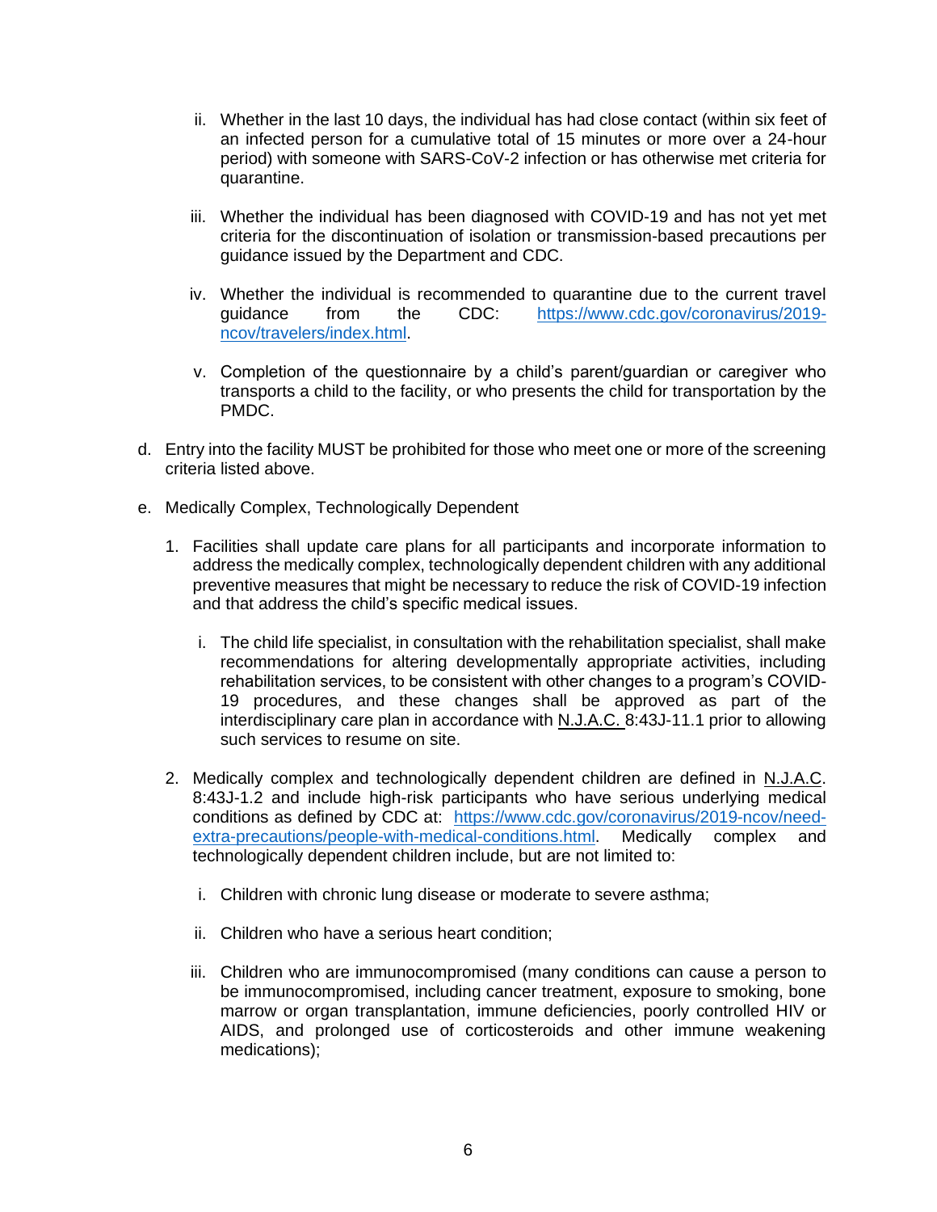ii. Whether in the last 10 days, the individual has had close contact (within six feet of an infected person for a cumulative total of 15 minutes or more over a 24-hour period) with someone with SARS-CoV-2 infection or has otherwise met criteria for quarantine.

iii. Whether the individual has been diagnosed with COVID-19 and has not yet met criteria for the discontinuation of isolation or transmission-based precautions per guidance issued by the Department and CDC.

iv. Whether the individual is recommended to quarantine due to the current travel guidance from the CDC: [https://www.cdc.gov/coronavirus/2019-ncov/travelers/index.html](https://www.cdc.gov/coronavirus/2019-ncov/travelers/index.html).

v. Completion of the questionnaire by a child's parent/guardian or caregiver who transports a child to the facility, or who presents the child for transportation by the PMDC.

d. Entry into the facility MUST be prohibited for those who meet one or more of the screening criteria listed above.

e. Medically Complex, Technologically Dependent

1. Facilities shall update care plans for all participants and incorporate information to address the medically complex, technologically dependent children with any additional preventive measures that might be necessary to reduce the risk of COVID-19 infection and that address the child's specific medical issues.

   i. The child life specialist, in consultation with the rehabilitation specialist, shall make recommendations for altering developmentally appropriate activities, including rehabilitation services, to be consistent with other changes to a program's COVID-19 procedures, and these changes shall be approved as part of the interdisciplinary care plan in accordance with N.J.A.C. 8:43J-11.1 prior to allowing such services to resume on site.

2. Medically complex and technologically dependent children are defined in N.J.A.C. 8:43J-1.2 and include high-risk participants who have serious underlying medical conditions as defined by CDC at: [https://www.cdc.gov/coronavirus/2019-ncov/need-extra-precautions/people-with-medical-conditions.html](https://www.cdc.gov/coronavirus/2019-ncov/need-extra-precautions/people-with-medical-conditions.html). Medically complex and technologically dependent children include, but are not limited to:

   i. Children with chronic lung disease or moderate to severe asthma;

   ii. Children who have a serious heart condition;

   iii. Children who are immunocompromised (many conditions can cause a person to be immunocompromised, including cancer treatment, exposure to smoking, bone marrow or organ transplantation, immune deficiencies, poorly controlled HIV or AIDS, and prolonged use of corticosteroids and other immune weakening medications);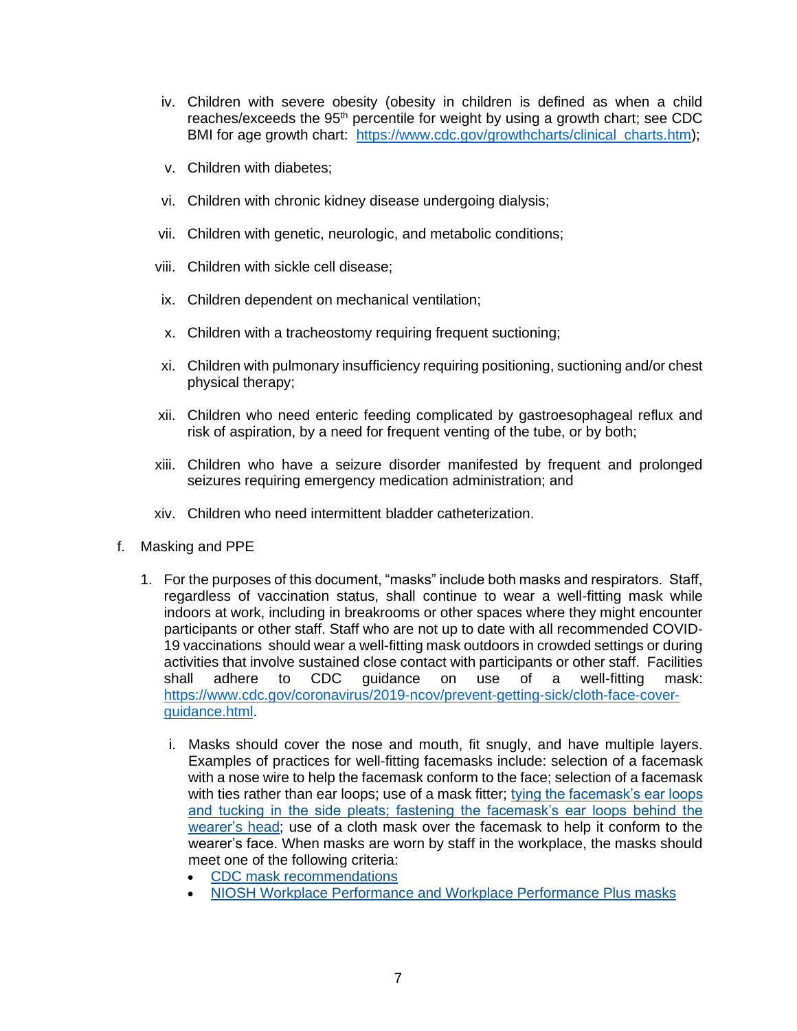iv. Children with severe obesity (obesity in children is defined as when a child reaches/exceeds the 95th percentile for weight by using a growth chart; see CDC BMI for age growth chart: [https://www.cdc.gov/growthcharts/clinical_charts.htm](https://www.cdc.gov/growthcharts/clinical_charts.htm));

v. Children with diabetes;

vi. Children with chronic kidney disease undergoing dialysis;

vii. Children with genetic, neurologic, and metabolic conditions;

viii. Children with sickle cell disease;

ix. Children dependent on mechanical ventilation;

x. Children with a tracheostomy requiring frequent suctioning;

xi. Children with pulmonary insufficiency requiring positioning, suctioning and/or chest physical therapy;

xii. Children who need enteric feeding complicated by gastroesophageal reflux and risk of aspiration, by a need for frequent venting of the tube, or by both;

xiii. Children who have a seizure disorder manifested by frequent and prolonged seizures requiring emergency medication administration; and

xiv. Children who need intermittent bladder catheterization.

f. Masking and PPE

1. For the purposes of this document, "masks" include both masks and respirators. Staff, regardless of vaccination status, shall continue to wear a well-fitting mask while indoors at work, including in breakrooms or other spaces where they might encounter participants or other staff. Staff who are not up to date with all recommended COVID-19 vaccinations should wear a well-fitting mask outdoors in crowded settings or during activities that involve sustained close contact with participants or other staff. Facilities shall adhere to CDC guidance on use of a well-fitting mask: [https://www.cdc.gov/coronavirus/2019-ncov/prevent-getting-sick/cloth-face-cover-guidance.html](https://www.cdc.gov/coronavirus/2019-ncov/prevent-getting-sick/cloth-face-cover-guidance.html).

   i. Masks should cover the nose and mouth, fit snugly, and have multiple layers. Examples of practices for well-fitting facemasks include: selection of a facemask with a nose wire to help the facemask conform to the face; selection of a facemask with ties rather than ear loops; use of a mask fitter; tying the facemask's ear loops and tucking in the side pleats; fastening the facemask's ear loops behind the wearer's head; use of a cloth mask over the facemask to help it conform to the wearer's face. When masks are worn by staff in the workplace, the masks should meet one of the following criteria:
      - CDC mask recommendations
      - NIOSH Workplace Performance and Workplace Performance Plus masks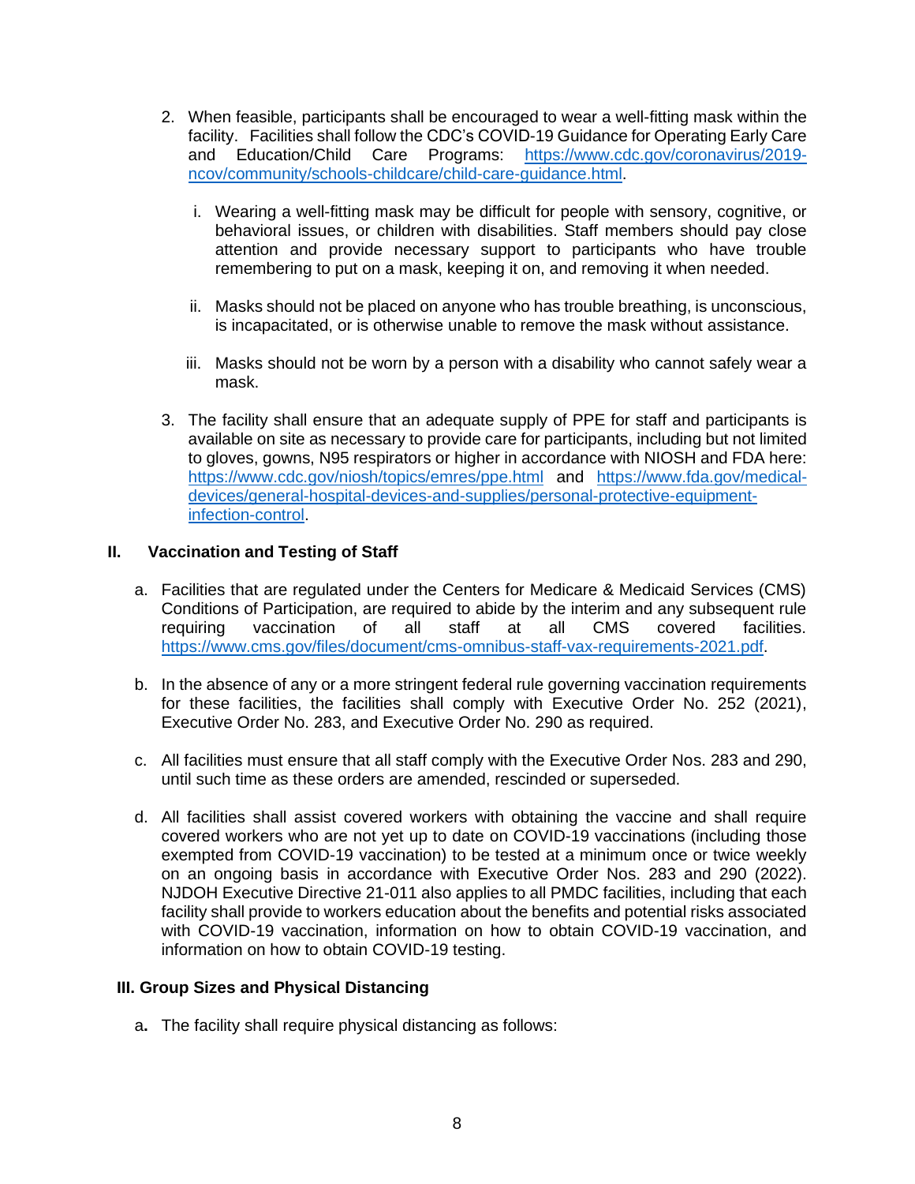2. When feasible, participants shall be encouraged to wear a well-fitting mask within the facility. Facilities shall follow the CDC's COVID-19 Guidance for Operating Early Care and Education/Child Care Programs: https://www.cdc.gov/coronavirus/2019-ncov/community/schools-childcare/child-care-guidance.html.

   i. Wearing a well-fitting mask may be difficult for people with sensory, cognitive, or behavioral issues, or children with disabilities. Staff members should pay close attention and provide necessary support to participants who have trouble remembering to put on a mask, keeping it on, and removing it when needed.

   ii. Masks should not be placed on anyone who has trouble breathing, is unconscious, is incapacitated, or is otherwise unable to remove the mask without assistance.

   iii. Masks should not be worn by a person with a disability who cannot safely wear a mask.

3. The facility shall ensure that an adequate supply of PPE for staff and participants is available on site as necessary to provide care for participants, including but not limited to gloves, gowns, N95 respirators or higher in accordance with NIOSH and FDA here: https://www.cdc.gov/niosh/topics/emres/ppe.html and https://www.fda.gov/medical-devices/general-hospital-devices-and-supplies/personal-protective-equipment-infection-control.

## II. Vaccination and Testing of Staff

a. Facilities that are regulated under the Centers for Medicare & Medicaid Services (CMS) Conditions of Participation, are required to abide by the interim and any subsequent rule requiring vaccination of all staff at all CMS covered facilities. https://www.cms.gov/files/document/cms-omnibus-staff-vax-requirements-2021.pdf.

b. In the absence of any or a more stringent federal rule governing vaccination requirements for these facilities, the facilities shall comply with Executive Order No. 252 (2021), Executive Order No. 283, and Executive Order No. 290 as required.

c. All facilities must ensure that all staff comply with the Executive Order Nos. 283 and 290, until such time as these orders are amended, rescinded or superseded.

d. All facilities shall assist covered workers with obtaining the vaccine and shall require covered workers who are not yet up to date on COVID-19 vaccinations (including those exempted from COVID-19 vaccination) to be tested at a minimum once or twice weekly on an ongoing basis in accordance with Executive Order Nos. 283 and 290 (2022). NJDOH Executive Directive 21-011 also applies to all PMDC facilities, including that each facility shall provide to workers education about the benefits and potential risks associated with COVID-19 vaccination, information on how to obtain COVID-19 vaccination, and information on how to obtain COVID-19 testing.

## III. Group Sizes and Physical Distancing

a. The facility shall require physical distancing as follows: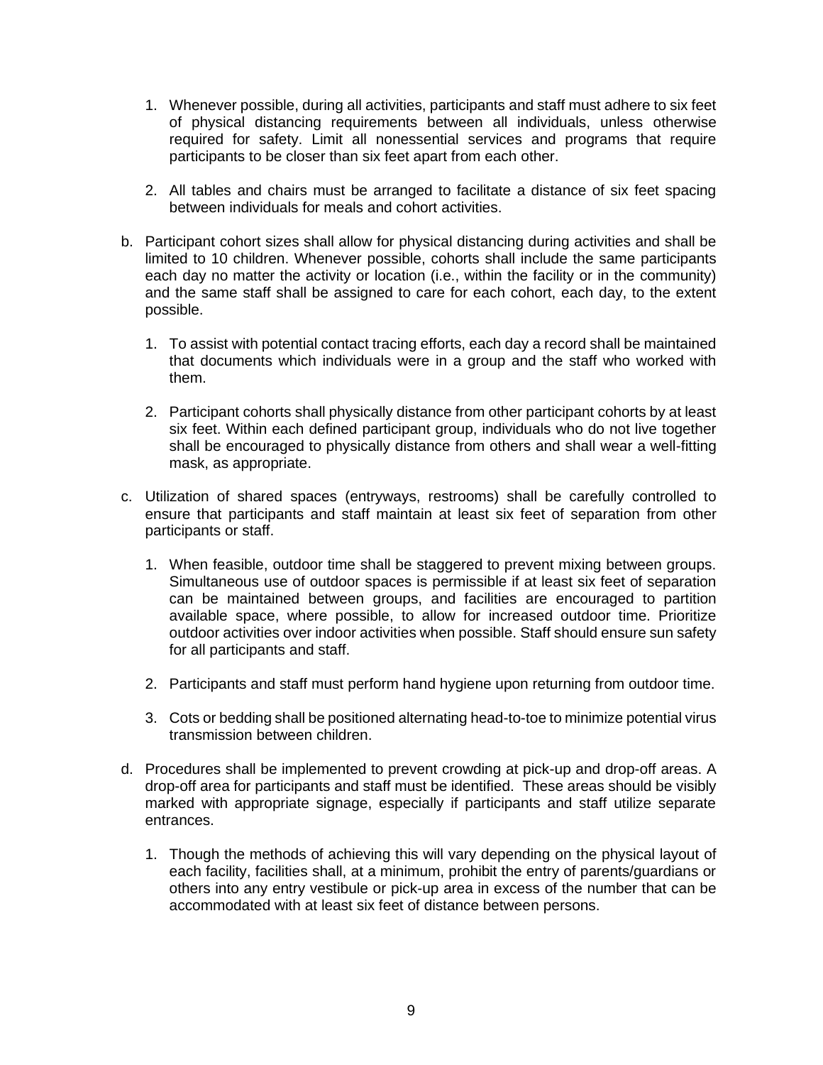1. Whenever possible, during all activities, participants and staff must adhere to six feet of physical distancing requirements between all individuals, unless otherwise required for safety. Limit all nonessential services and programs that require participants to be closer than six feet apart from each other.

2. All tables and chairs must be arranged to facilitate a distance of six feet spacing between individuals for meals and cohort activities.

b. Participant cohort sizes shall allow for physical distancing during activities and shall be limited to 10 children. Whenever possible, cohorts shall include the same participants each day no matter the activity or location (i.e., within the facility or in the community) and the same staff shall be assigned to care for each cohort, each day, to the extent possible.

   1. To assist with potential contact tracing efforts, each day a record shall be maintained that documents which individuals were in a group and the staff who worked with them.

   2. Participant cohorts shall physically distance from other participant cohorts by at least six feet. Within each defined participant group, individuals who do not live together shall be encouraged to physically distance from others and shall wear a well-fitting mask, as appropriate.

c. Utilization of shared spaces (entryways, restrooms) shall be carefully controlled to ensure that participants and staff maintain at least six feet of separation from other participants or staff.

   1. When feasible, outdoor time shall be staggered to prevent mixing between groups. Simultaneous use of outdoor spaces is permissible if at least six feet of separation can be maintained between groups, and facilities are encouraged to partition available space, where possible, to allow for increased outdoor time. Prioritize outdoor activities over indoor activities when possible. Staff should ensure sun safety for all participants and staff.

   2. Participants and staff must perform hand hygiene upon returning from outdoor time.

   3. Cots or bedding shall be positioned alternating head-to-toe to minimize potential virus transmission between children.

d. Procedures shall be implemented to prevent crowding at pick-up and drop-off areas. A drop-off area for participants and staff must be identified. These areas should be visibly marked with appropriate signage, especially if participants and staff utilize separate entrances.

   1. Though the methods of achieving this will vary depending on the physical layout of each facility, facilities shall, at a minimum, prohibit the entry of parents/guardians or others into any entry vestibule or pick-up area in excess of the number that can be accommodated with at least six feet of distance between persons.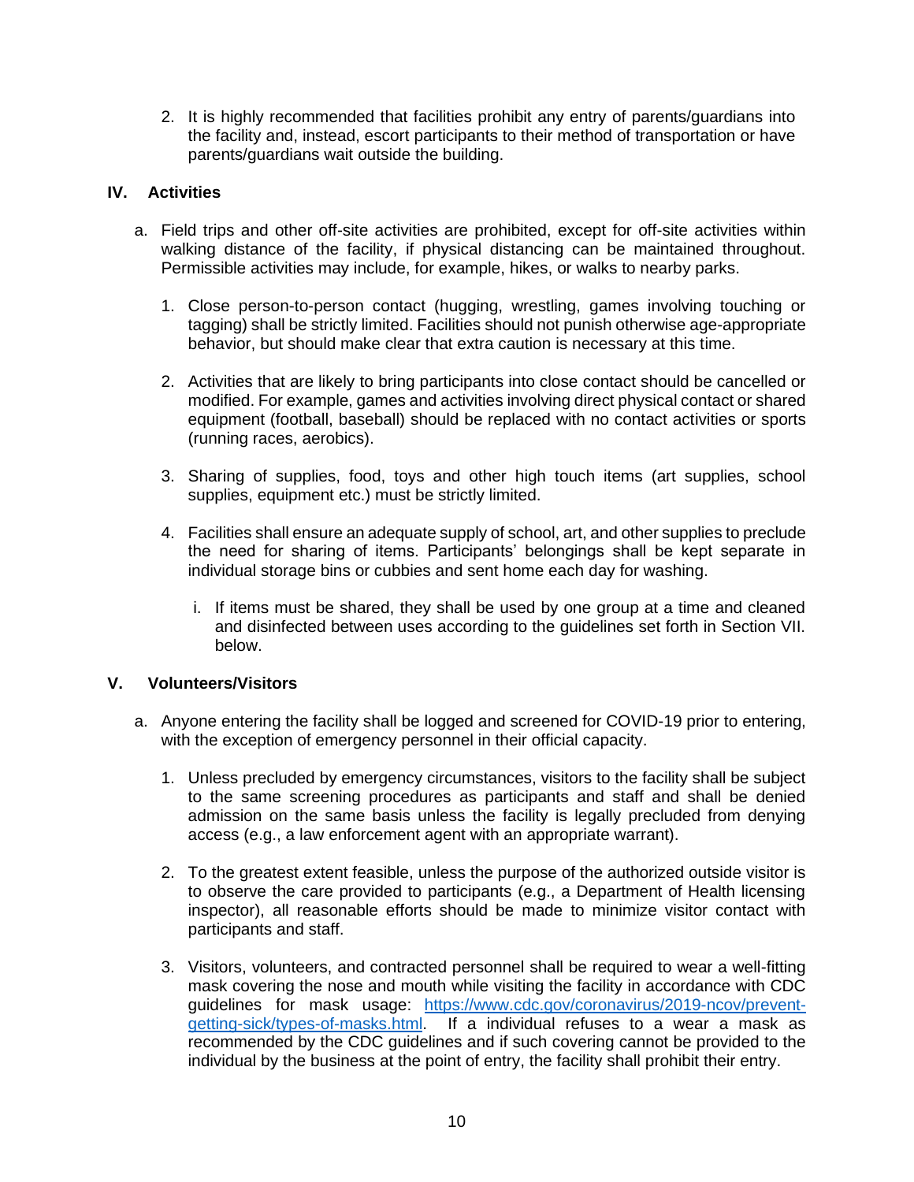2. It is highly recommended that facilities prohibit any entry of parents/guardians into the facility and, instead, escort participants to their method of transportation or have parents/guardians wait outside the building.

## IV. Activities

a. Field trips and other off-site activities are prohibited, except for off-site activities within walking distance of the facility, if physical distancing can be maintained throughout. Permissible activities may include, for example, hikes, or walks to nearby parks.

1. Close person-to-person contact (hugging, wrestling, games involving touching or tagging) shall be strictly limited. Facilities should not punish otherwise age-appropriate behavior, but should make clear that extra caution is necessary at this time.

2. Activities that are likely to bring participants into close contact should be cancelled or modified. For example, games and activities involving direct physical contact or shared equipment (football, baseball) should be replaced with no contact activities or sports (running races, aerobics).

3. Sharing of supplies, food, toys and other high touch items (art supplies, school supplies, equipment etc.) must be strictly limited.

4. Facilities shall ensure an adequate supply of school, art, and other supplies to preclude the need for sharing of items. Participants' belongings shall be kept separate in individual storage bins or cubbies and sent home each day for washing.

   i. If items must be shared, they shall be used by one group at a time and cleaned and disinfected between uses according to the guidelines set forth in Section VII. below.

## V. Volunteers/Visitors

a. Anyone entering the facility shall be logged and screened for COVID-19 prior to entering, with the exception of emergency personnel in their official capacity.

1. Unless precluded by emergency circumstances, visitors to the facility shall be subject to the same screening procedures as participants and staff and shall be denied admission on the same basis unless the facility is legally precluded from denying access (e.g., a law enforcement agent with an appropriate warrant).

2. To the greatest extent feasible, unless the purpose of the authorized outside visitor is to observe the care provided to participants (e.g., a Department of Health licensing inspector), all reasonable efforts should be made to minimize visitor contact with participants and staff.

3. Visitors, volunteers, and contracted personnel shall be required to wear a well-fitting mask covering the nose and mouth while visiting the facility in accordance with CDC guidelines for mask usage: [https://www.cdc.gov/coronavirus/2019-ncov/prevent-getting-sick/types-of-masks.html](https://www.cdc.gov/coronavirus/2019-ncov/prevent-getting-sick/types-of-masks.html). If a individual refuses to a wear a mask as recommended by the CDC guidelines and if such covering cannot be provided to the individual by the business at the point of entry, the facility shall prohibit their entry.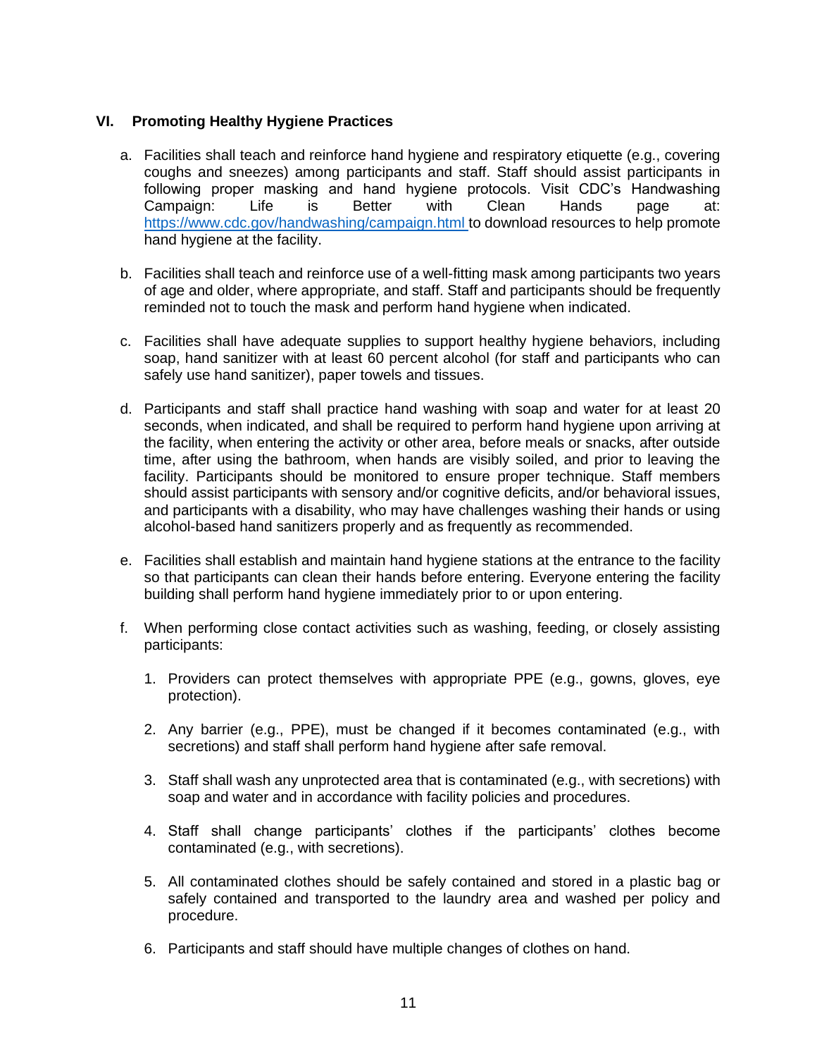## VI. Promoting Healthy Hygiene Practices

a. Facilities shall teach and reinforce hand hygiene and respiratory etiquette (e.g., covering coughs and sneezes) among participants and staff. Staff should assist participants in following proper masking and hand hygiene protocols. Visit CDC's Handwashing Campaign: Life is Better with Clean Hands page at: https://www.cdc.gov/handwashing/campaign.html to download resources to help promote hand hygiene at the facility.

b. Facilities shall teach and reinforce use of a well-fitting mask among participants two years of age and older, where appropriate, and staff. Staff and participants should be frequently reminded not to touch the mask and perform hand hygiene when indicated.

c. Facilities shall have adequate supplies to support healthy hygiene behaviors, including soap, hand sanitizer with at least 60 percent alcohol (for staff and participants who can safely use hand sanitizer), paper towels and tissues.

d. Participants and staff shall practice hand washing with soap and water for at least 20 seconds, when indicated, and shall be required to perform hand hygiene upon arriving at the facility, when entering the activity or other area, before meals or snacks, after outside time, after using the bathroom, when hands are visibly soiled, and prior to leaving the facility. Participants should be monitored to ensure proper technique. Staff members should assist participants with sensory and/or cognitive deficits, and/or behavioral issues, and participants with a disability, who may have challenges washing their hands or using alcohol-based hand sanitizers properly and as frequently as recommended.

e. Facilities shall establish and maintain hand hygiene stations at the entrance to the facility so that participants can clean their hands before entering. Everyone entering the facility building shall perform hand hygiene immediately prior to or upon entering.

f. When performing close contact activities such as washing, feeding, or closely assisting participants:

   1. Providers can protect themselves with appropriate PPE (e.g., gowns, gloves, eye protection).

   2. Any barrier (e.g., PPE), must be changed if it becomes contaminated (e.g., with secretions) and staff shall perform hand hygiene after safe removal.

   3. Staff shall wash any unprotected area that is contaminated (e.g., with secretions) with soap and water and in accordance with facility policies and procedures.

   4. Staff shall change participants' clothes if the participants' clothes become contaminated (e.g., with secretions).

   5. All contaminated clothes should be safely contained and stored in a plastic bag or safely contained and transported to the laundry area and washed per policy and procedure.

   6. Participants and staff should have multiple changes of clothes on hand.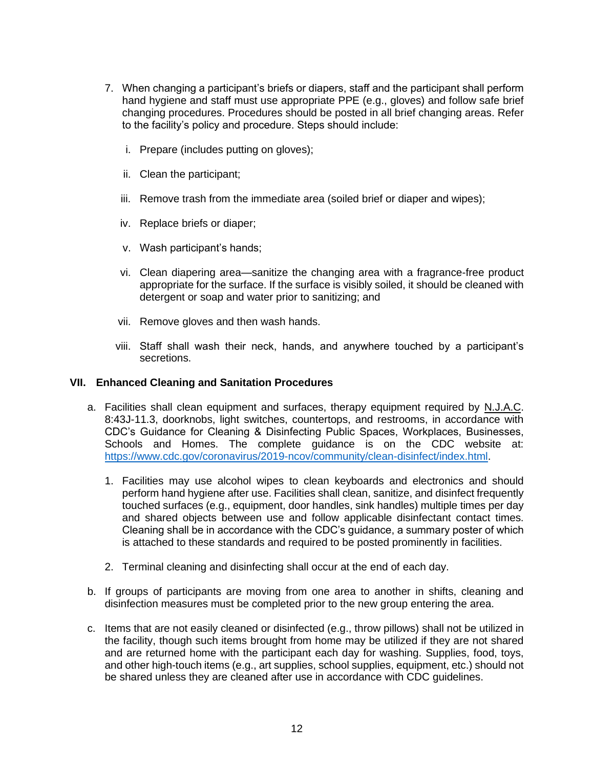7. When changing a participant's briefs or diapers, staff and the participant shall perform hand hygiene and staff must use appropriate PPE (e.g., gloves) and follow safe brief changing procedures. Procedures should be posted in all brief changing areas. Refer to the facility's policy and procedure. Steps should include:

   i. Prepare (includes putting on gloves);

   ii. Clean the participant;

   iii. Remove trash from the immediate area (soiled brief or diaper and wipes);

   iv. Replace briefs or diaper;

   v. Wash participant's hands;

   vi. Clean diapering area—sanitize the changing area with a fragrance-free product appropriate for the surface. If the surface is visibly soiled, it should be cleaned with detergent or soap and water prior to sanitizing; and

   vii. Remove gloves and then wash hands.

   viii. Staff shall wash their neck, hands, and anywhere touched by a participant's secretions.

## VII. Enhanced Cleaning and Sanitation Procedures

a. Facilities shall clean equipment and surfaces, therapy equipment required by N.J.A.C. 8:43J-11.3, doorknobs, light switches, countertops, and restrooms, in accordance with CDC's Guidance for Cleaning & Disinfecting Public Spaces, Workplaces, Businesses, Schools and Homes. The complete guidance is on the CDC website at: https://www.cdc.gov/coronavirus/2019-ncov/community/clean-disinfect/index.html.

   1. Facilities may use alcohol wipes to clean keyboards and electronics and should perform hand hygiene after use. Facilities shall clean, sanitize, and disinfect frequently touched surfaces (e.g., equipment, door handles, sink handles) multiple times per day and shared objects between use and follow applicable disinfectant contact times. Cleaning shall be in accordance with the CDC's guidance, a summary poster of which is attached to these standards and required to be posted prominently in facilities.

   2. Terminal cleaning and disinfecting shall occur at the end of each day.

b. If groups of participants are moving from one area to another in shifts, cleaning and disinfection measures must be completed prior to the new group entering the area.

c. Items that are not easily cleaned or disinfected (e.g., throw pillows) shall not be utilized in the facility, though such items brought from home may be utilized if they are not shared and are returned home with the participant each day for washing. Supplies, food, toys, and other high-touch items (e.g., art supplies, school supplies, equipment, etc.) should not be shared unless they are cleaned after use in accordance with CDC guidelines.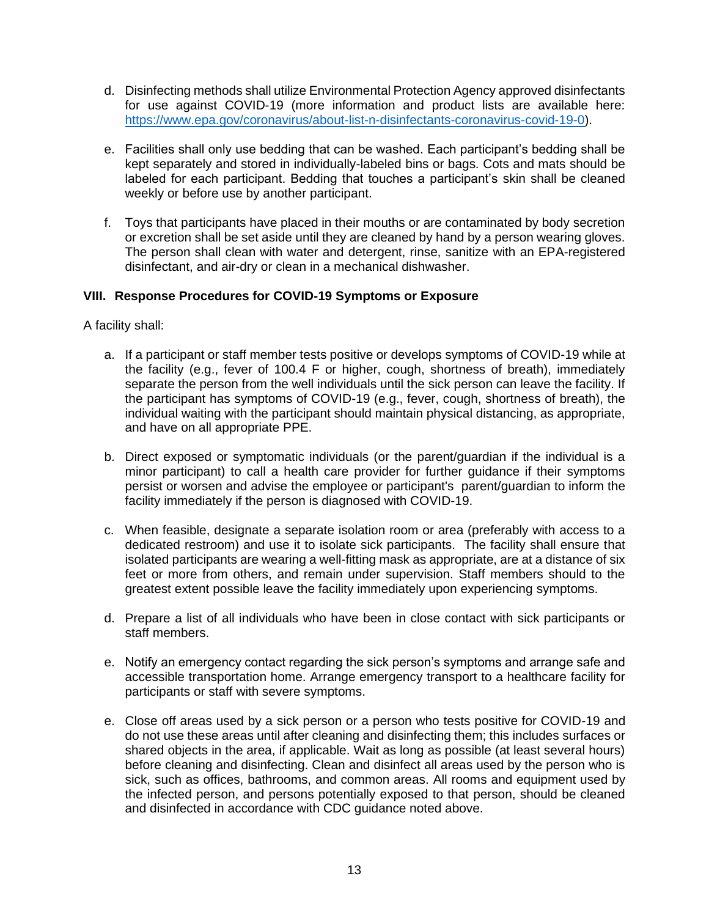d. Disinfecting methods shall utilize Environmental Protection Agency approved disinfectants for use against COVID-19 (more information and product lists are available here: https://www.epa.gov/coronavirus/about-list-n-disinfectants-coronavirus-covid-19-0).

e. Facilities shall only use bedding that can be washed. Each participant's bedding shall be kept separately and stored in individually-labeled bins or bags. Cots and mats should be labeled for each participant. Bedding that touches a participant's skin shall be cleaned weekly or before use by another participant.

f. Toys that participants have placed in their mouths or are contaminated by body secretion or excretion shall be set aside until they are cleaned by hand by a person wearing gloves. The person shall clean with water and detergent, rinse, sanitize with an EPA-registered disinfectant, and air-dry or clean in a mechanical dishwasher.

### VIII. Response Procedures for COVID-19 Symptoms or Exposure

A facility shall:

a. If a participant or staff member tests positive or develops symptoms of COVID-19 while at the facility (e.g., fever of 100.4 F or higher, cough, shortness of breath), immediately separate the person from the well individuals until the sick person can leave the facility. If the participant has symptoms of COVID-19 (e.g., fever, cough, shortness of breath), the individual waiting with the participant should maintain physical distancing, as appropriate, and have on all appropriate PPE.

b. Direct exposed or symptomatic individuals (or the parent/guardian if the individual is a minor participant) to call a health care provider for further guidance if their symptoms persist or worsen and advise the employee or participant's parent/guardian to inform the facility immediately if the person is diagnosed with COVID-19.

c. When feasible, designate a separate isolation room or area (preferably with access to a dedicated restroom) and use it to isolate sick participants. The facility shall ensure that isolated participants are wearing a well-fitting mask as appropriate, are at a distance of six feet or more from others, and remain under supervision. Staff members should to the greatest extent possible leave the facility immediately upon experiencing symptoms.

d. Prepare a list of all individuals who have been in close contact with sick participants or staff members.

e. Notify an emergency contact regarding the sick person's symptoms and arrange safe and accessible transportation home. Arrange emergency transport to a healthcare facility for participants or staff with severe symptoms.

e. Close off areas used by a sick person or a person who tests positive for COVID-19 and do not use these areas until after cleaning and disinfecting them; this includes surfaces or shared objects in the area, if applicable. Wait as long as possible (at least several hours) before cleaning and disinfecting. Clean and disinfect all areas used by the person who is sick, such as offices, bathrooms, and common areas. All rooms and equipment used by the infected person, and persons potentially exposed to that person, should be cleaned and disinfected in accordance with CDC guidance noted above.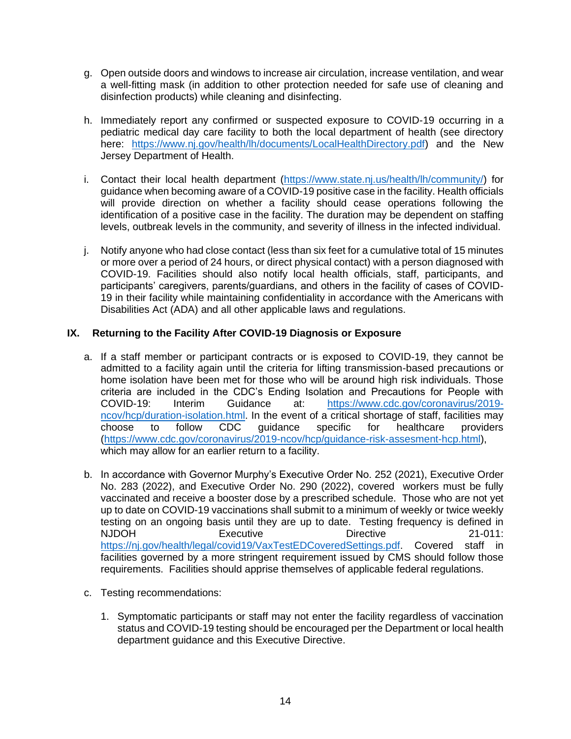g. Open outside doors and windows to increase air circulation, increase ventilation, and wear a well-fitting mask (in addition to other protection needed for safe use of cleaning and disinfection products) while cleaning and disinfecting.

h. Immediately report any confirmed or suspected exposure to COVID-19 occurring in a pediatric medical day care facility to both the local department of health (see directory here: https://www.nj.gov/health/lh/documents/LocalHealthDirectory.pdf) and the New Jersey Department of Health.

i. Contact their local health department (https://www.state.nj.us/health/lh/community/) for guidance when becoming aware of a COVID-19 positive case in the facility. Health officials will provide direction on whether a facility should cease operations following the identification of a positive case in the facility. The duration may be dependent on staffing levels, outbreak levels in the community, and severity of illness in the infected individual.

j. Notify anyone who had close contact (less than six feet for a cumulative total of 15 minutes or more over a period of 24 hours, or direct physical contact) with a person diagnosed with COVID-19. Facilities should also notify local health officials, staff, participants, and participants' caregivers, parents/guardians, and others in the facility of cases of COVID-19 in their facility while maintaining confidentiality in accordance with the Americans with Disabilities Act (ADA) and all other applicable laws and regulations.

## IX. Returning to the Facility After COVID-19 Diagnosis or Exposure

a. If a staff member or participant contracts or is exposed to COVID-19, they cannot be admitted to a facility again until the criteria for lifting transmission-based precautions or home isolation have been met for those who will be around high risk individuals. Those criteria are included in the CDC's Ending Isolation and Precautions for People with COVID-19: Interim Guidance at: https://www.cdc.gov/coronavirus/2019-ncov/hcp/duration-isolation.html. In the event of a critical shortage of staff, facilities may choose to follow CDC guidance specific for healthcare providers (https://www.cdc.gov/coronavirus/2019-ncov/hcp/guidance-risk-assesment-hcp.html), which may allow for an earlier return to a facility.

b. In accordance with Governor Murphy's Executive Order No. 252 (2021), Executive Order No. 283 (2022), and Executive Order No. 290 (2022), covered workers must be fully vaccinated and receive a booster dose by a prescribed schedule. Those who are not yet up to date on COVID-19 vaccinations shall submit to a minimum of weekly or twice weekly testing on an ongoing basis until they are up to date. Testing frequency is defined in NJDOH Executive Directive 21-011: https://nj.gov/health/legal/covid19/VaxTestEDCoveredSettings.pdf. Covered staff in facilities governed by a more stringent requirement issued by CMS should follow those requirements. Facilities should apprise themselves of applicable federal regulations.

c. Testing recommendations:

   1. Symptomatic participants or staff may not enter the facility regardless of vaccination status and COVID-19 testing should be encouraged per the Department or local health department guidance and this Executive Directive.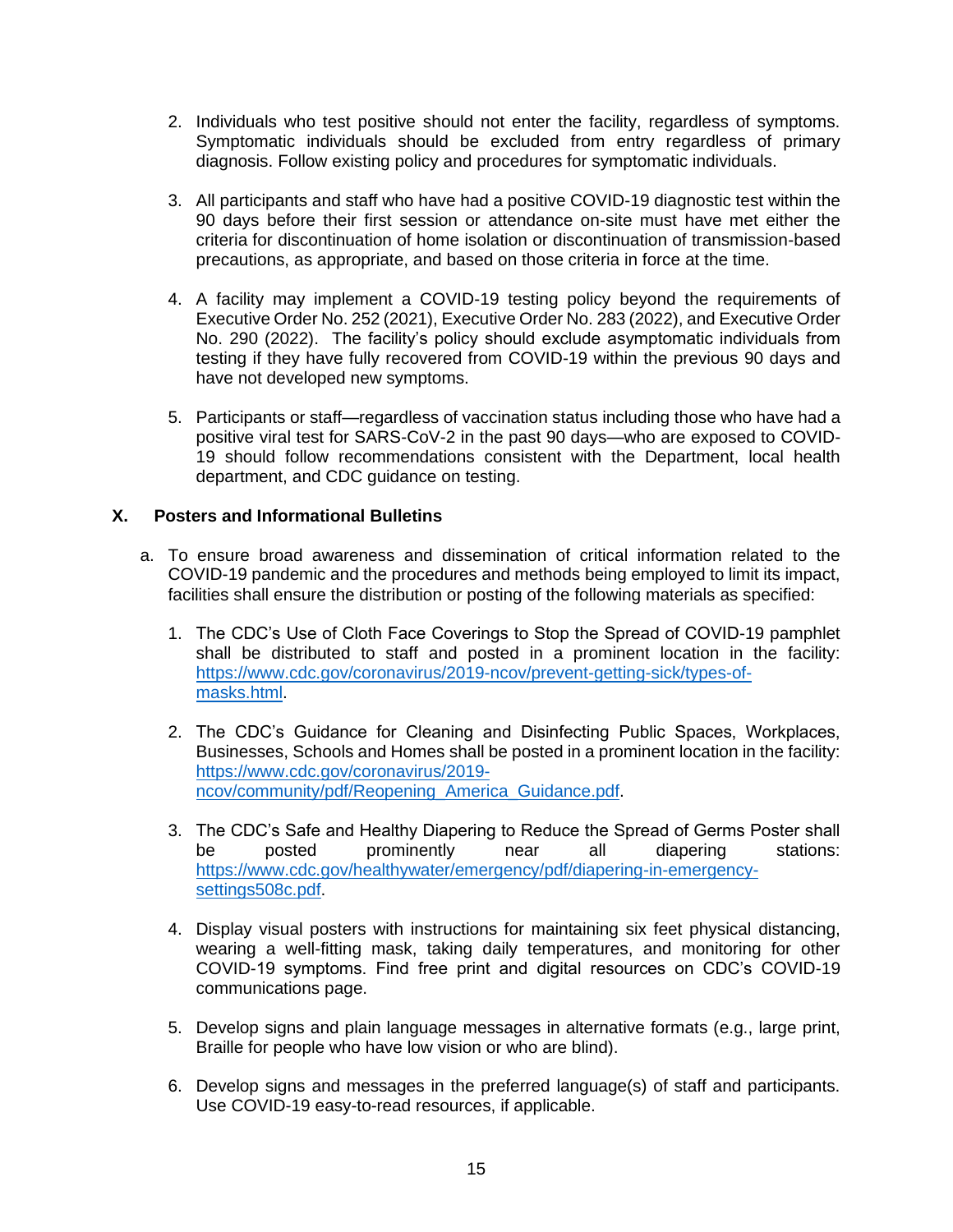2. Individuals who test positive should not enter the facility, regardless of symptoms. Symptomatic individuals should be excluded from entry regardless of primary diagnosis. Follow existing policy and procedures for symptomatic individuals.

3. All participants and staff who have had a positive COVID-19 diagnostic test within the 90 days before their first session or attendance on-site must have met either the criteria for discontinuation of home isolation or discontinuation of transmission-based precautions, as appropriate, and based on those criteria in force at the time.

4. A facility may implement a COVID-19 testing policy beyond the requirements of Executive Order No. 252 (2021), Executive Order No. 283 (2022), and Executive Order No. 290 (2022). The facility's policy should exclude asymptomatic individuals from testing if they have fully recovered from COVID-19 within the previous 90 days and have not developed new symptoms.

5. Participants or staff—regardless of vaccination status including those who have had a positive viral test for SARS-CoV-2 in the past 90 days—who are exposed to COVID-19 should follow recommendations consistent with the Department, local health department, and CDC guidance on testing.

## X. Posters and Informational Bulletins

a. To ensure broad awareness and dissemination of critical information related to the COVID-19 pandemic and the procedures and methods being employed to limit its impact, facilities shall ensure the distribution or posting of the following materials as specified:

   1. The CDC's Use of Cloth Face Coverings to Stop the Spread of COVID-19 pamphlet shall be distributed to staff and posted in a prominent location in the facility: https://www.cdc.gov/coronavirus/2019-ncov/prevent-getting-sick/types-of-masks.html.

   2. The CDC's Guidance for Cleaning and Disinfecting Public Spaces, Workplaces, Businesses, Schools and Homes shall be posted in a prominent location in the facility: https://www.cdc.gov/coronavirus/2019-ncov/community/pdf/Reopening_America_Guidance.pdf.

   3. The CDC's Safe and Healthy Diapering to Reduce the Spread of Germs Poster shall be posted prominently near all diapering stations: https://www.cdc.gov/healthywater/emergency/pdf/diapering-in-emergency-settings508c.pdf.

   4. Display visual posters with instructions for maintaining six feet physical distancing, wearing a well-fitting mask, taking daily temperatures, and monitoring for other COVID-19 symptoms. Find free print and digital resources on CDC's COVID-19 communications page.

   5. Develop signs and plain language messages in alternative formats (e.g., large print, Braille for people who have low vision or who are blind).

   6. Develop signs and messages in the preferred language(s) of staff and participants. Use COVID-19 easy-to-read resources, if applicable.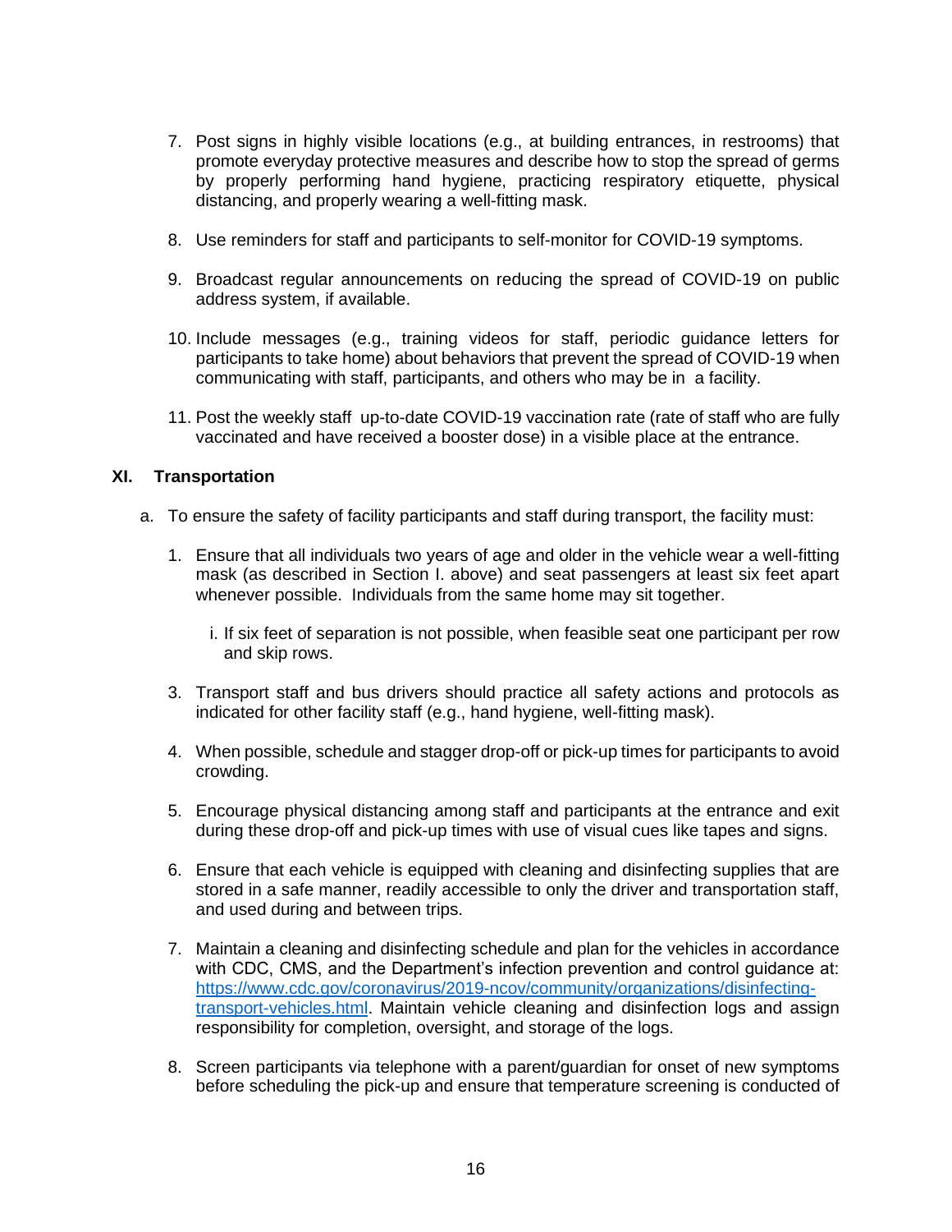7. Post signs in highly visible locations (e.g., at building entrances, in restrooms) that promote everyday protective measures and describe how to stop the spread of germs by properly performing hand hygiene, practicing respiratory etiquette, physical distancing, and properly wearing a well-fitting mask.

8. Use reminders for staff and participants to self-monitor for COVID-19 symptoms.

9. Broadcast regular announcements on reducing the spread of COVID-19 on public address system, if available.

10. Include messages (e.g., training videos for staff, periodic guidance letters for participants to take home) about behaviors that prevent the spread of COVID-19 when communicating with staff, participants, and others who may be in a facility.

11. Post the weekly staff up-to-date COVID-19 vaccination rate (rate of staff who are fully vaccinated and have received a booster dose) in a visible place at the entrance.

### XI. Transportation

a. To ensure the safety of facility participants and staff during transport, the facility must:

1. Ensure that all individuals two years of age and older in the vehicle wear a well-fitting mask (as described in Section I. above) and seat passengers at least six feet apart whenever possible. Individuals from the same home may sit together.

   i. If six feet of separation is not possible, when feasible seat one participant per row and skip rows.

3. Transport staff and bus drivers should practice all safety actions and protocols as indicated for other facility staff (e.g., hand hygiene, well-fitting mask).

4. When possible, schedule and stagger drop-off or pick-up times for participants to avoid crowding.

5. Encourage physical distancing among staff and participants at the entrance and exit during these drop-off and pick-up times with use of visual cues like tapes and signs.

6. Ensure that each vehicle is equipped with cleaning and disinfecting supplies that are stored in a safe manner, readily accessible to only the driver and transportation staff, and used during and between trips.

7. Maintain a cleaning and disinfecting schedule and plan for the vehicles in accordance with CDC, CMS, and the Department's infection prevention and control guidance at: https://www.cdc.gov/coronavirus/2019-ncov/community/organizations/disinfecting-transport-vehicles.html. Maintain vehicle cleaning and disinfection logs and assign responsibility for completion, oversight, and storage of the logs.

8. Screen participants via telephone with a parent/guardian for onset of new symptoms before scheduling the pick-up and ensure that temperature screening is conducted of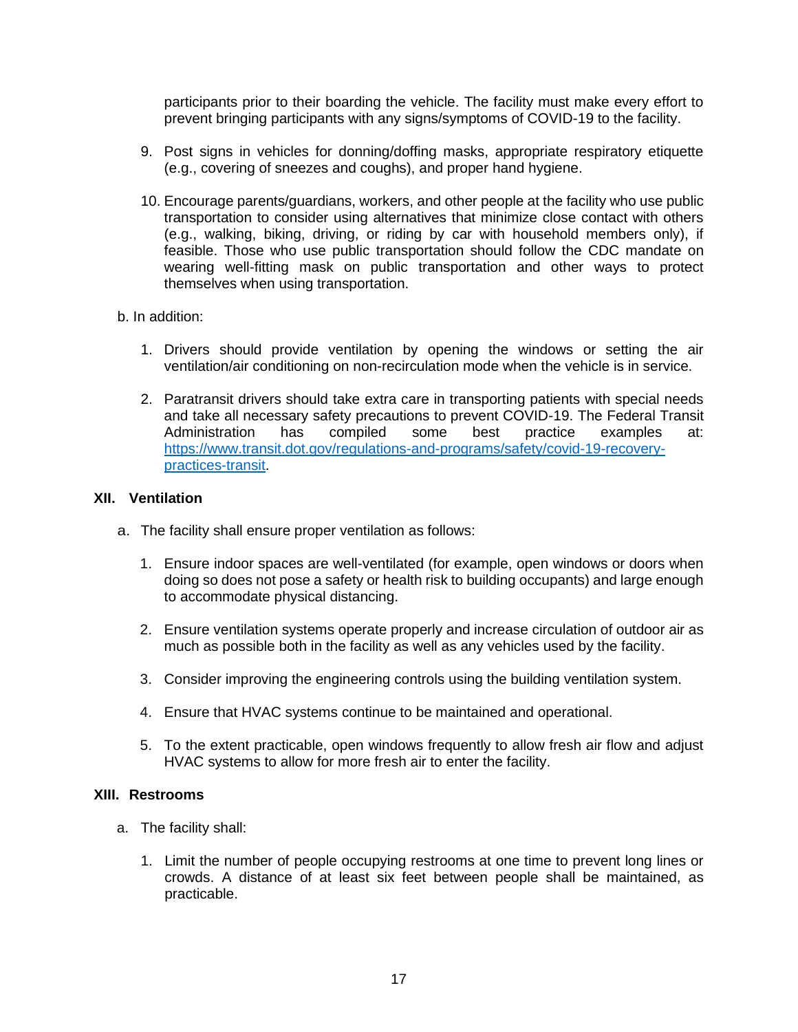participants prior to their boarding the vehicle. The facility must make every effort to prevent bringing participants with any signs/symptoms of COVID-19 to the facility.

9. Post signs in vehicles for donning/doffing masks, appropriate respiratory etiquette (e.g., covering of sneezes and coughs), and proper hand hygiene.

10. Encourage parents/guardians, workers, and other people at the facility who use public transportation to consider using alternatives that minimize close contact with others (e.g., walking, biking, driving, or riding by car with household members only), if feasible. Those who use public transportation should follow the CDC mandate on wearing well-fitting mask on public transportation and other ways to protect themselves when using transportation.

b. In addition:

1. Drivers should provide ventilation by opening the windows or setting the air ventilation/air conditioning on non-recirculation mode when the vehicle is in service.

2. Paratransit drivers should take extra care in transporting patients with special needs and take all necessary safety precautions to prevent COVID-19. The Federal Transit Administration has compiled some best practice examples at: [https://www.transit.dot.gov/regulations-and-programs/safety/covid-19-recovery-practices-transit](https://www.transit.dot.gov/regulations-and-programs/safety/covid-19-recovery-practices-transit).

## XII. Ventilation

a. The facility shall ensure proper ventilation as follows:

1. Ensure indoor spaces are well-ventilated (for example, open windows or doors when doing so does not pose a safety or health risk to building occupants) and large enough to accommodate physical distancing.

2. Ensure ventilation systems operate properly and increase circulation of outdoor air as much as possible both in the facility as well as any vehicles used by the facility.

3. Consider improving the engineering controls using the building ventilation system.

4. Ensure that HVAC systems continue to be maintained and operational.

5. To the extent practicable, open windows frequently to allow fresh air flow and adjust HVAC systems to allow for more fresh air to enter the facility.

## XIII. Restrooms

a. The facility shall:

1. Limit the number of people occupying restrooms at one time to prevent long lines or crowds. A distance of at least six feet between people shall be maintained, as practicable.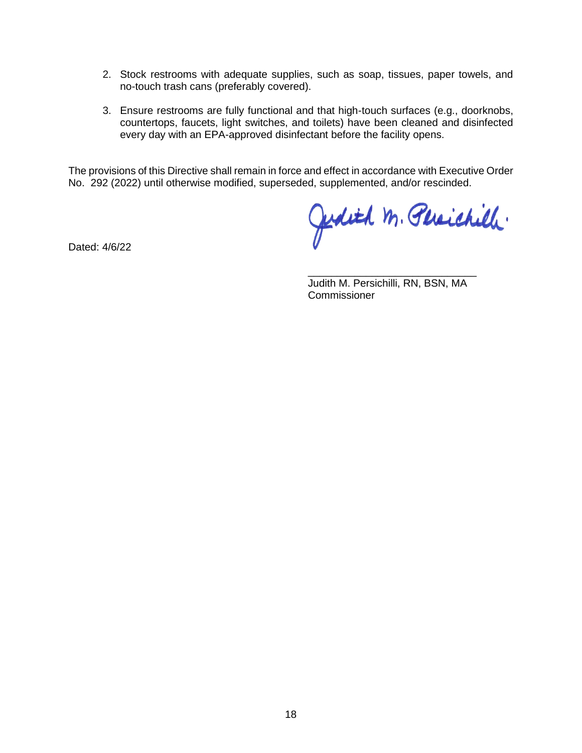2. Stock restrooms with adequate supplies, such as soap, tissues, paper towels, and no-touch trash cans (preferably covered).

3. Ensure restrooms are fully functional and that high-touch surfaces (e.g., doorknobs, countertops, faucets, light switches, and toilets) have been cleaned and disinfected every day with an EPA-approved disinfectant before the facility opens.

The provisions of this Directive shall remain in force and effect in accordance with Executive Order No. 292 (2022) until otherwise modified, superseded, supplemented, and/or rescinded.

Dated: 4/6/22

Judith M. Persichilli, RN, BSN, MA
Commissioner